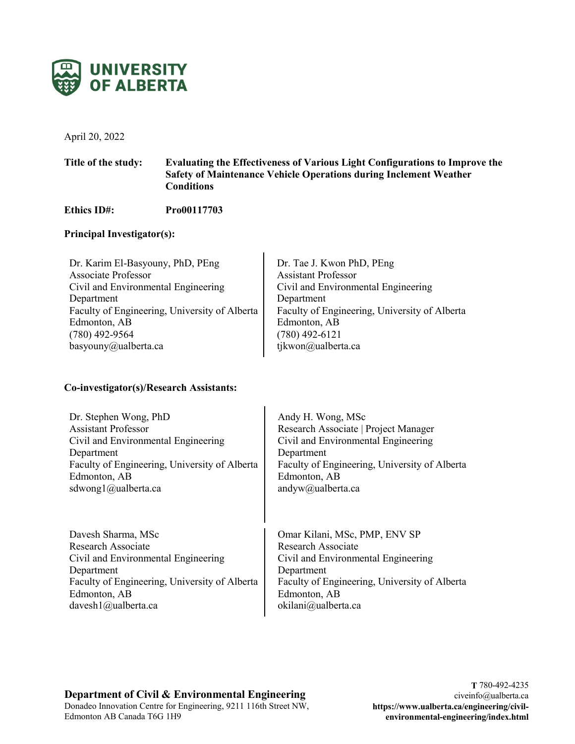UNIVERSITY OF ALBERTA

April 20, 2022

**Title of the study:** **Evaluating the Effectiveness of Various Light Configurations to Improve the Safety of Maintenance Vehicle Operations during Inclement Weather Conditions**

**Ethics ID#:** **Pro00117703**

**Principal Investigator(s):**

Dr. Karim El-Basyouny, PhD, PEng
Associate Professor
Civil and Environmental Engineering Department
Faculty of Engineering, University of Alberta
Edmonton, AB
(780) 492-9564
basyouny@ualberta.ca

Dr. Tae J. Kwon PhD, PEng
Assistant Professor
Civil and Environmental Engineering Department
Faculty of Engineering, University of Alberta
Edmonton, AB
(780) 492-6121
tjkwon@ualberta.ca

**Co-investigator(s)/Research Assistants:**

Dr. Stephen Wong, PhD
Assistant Professor
Civil and Environmental Engineering Department
Faculty of Engineering, University of Alberta
Edmonton, AB
sdwong1@ualberta.ca

Andy H. Wong, MSc
Research Associate | Project Manager
Civil and Environmental Engineering Department
Faculty of Engineering, University of Alberta
Edmonton, AB
andyw@ualberta.ca

Davesh Sharma, MSc
Research Associate
Civil and Environmental Engineering Department
Faculty of Engineering, University of Alberta
Edmonton, AB
davesh1@ualberta.ca

Omar Kilani, MSc, PMP, ENV SP
Research Associate
Civil and Environmental Engineering Department
Faculty of Engineering, University of Alberta
Edmonton, AB
okilani@ualberta.ca

**Department of Civil & Environmental Engineering**
Donadeo Innovation Centre for Engineering, 9211 116th Street NW, Edmonton AB Canada T6G 1H9

**T** 780-492-4235
civeinfo@ualberta.ca
**https://www.ualberta.ca/engineering/civil-environmental-engineering/index.html**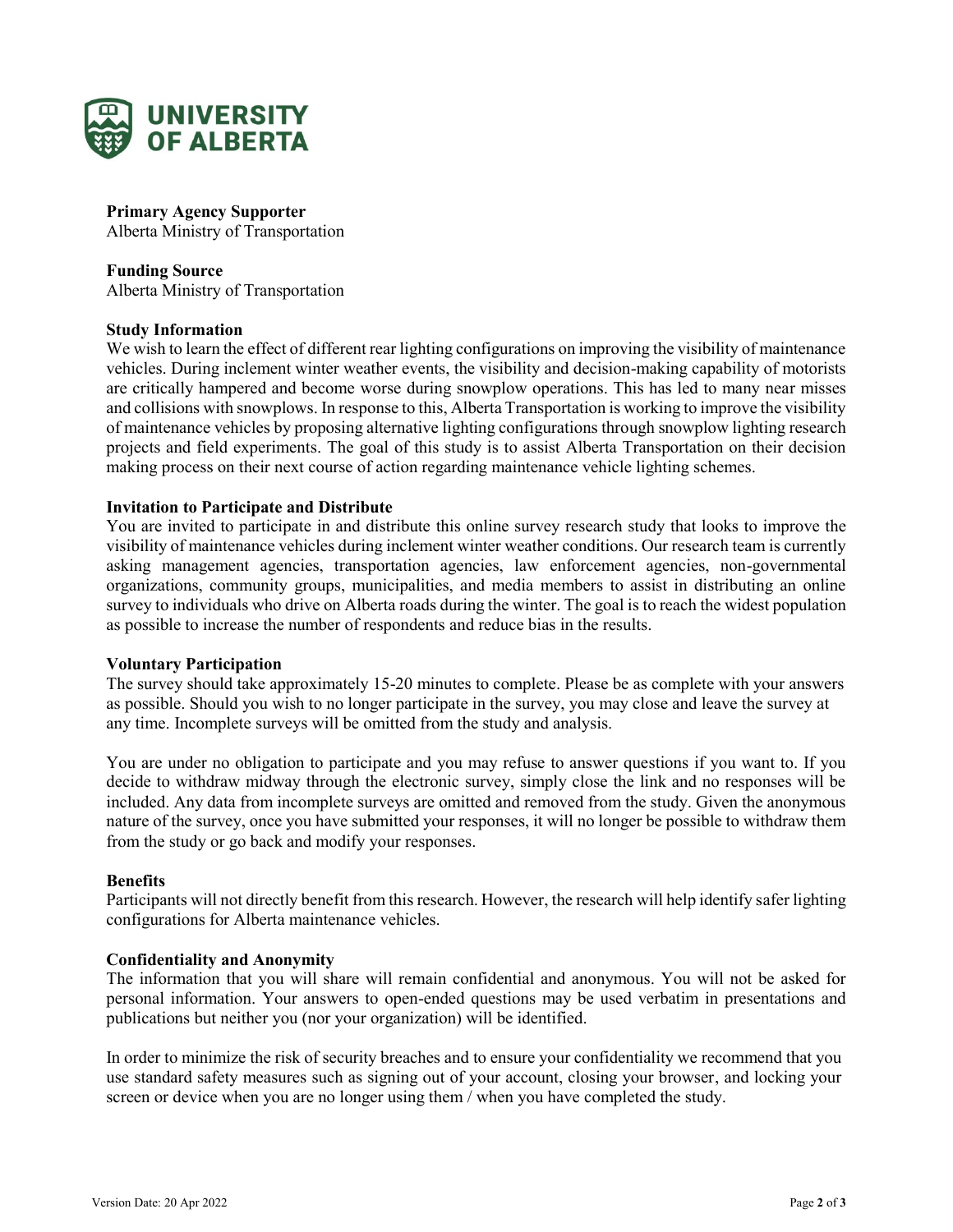UNIVERSITY OF ALBERTA

**Primary Agency Supporter**
Alberta Ministry of Transportation

**Funding Source**
Alberta Ministry of Transportation

**Study Information**
We wish to learn the effect of different rear lighting configurations on improving the visibility of maintenance vehicles. During inclement winter weather events, the visibility and decision-making capability of motorists are critically hampered and become worse during snowplow operations. This has led to many near misses and collisions with snowplows. In response to this, Alberta Transportation is working to improve the visibility of maintenance vehicles by proposing alternative lighting configurations through snowplow lighting research projects and field experiments. The goal of this study is to assist Alberta Transportation on their decision making process on their next course of action regarding maintenance vehicle lighting schemes.

**Invitation to Participate and Distribute**
You are invited to participate in and distribute this online survey research study that looks to improve the visibility of maintenance vehicles during inclement winter weather conditions. Our research team is currently asking management agencies, transportation agencies, law enforcement agencies, non-governmental organizations, community groups, municipalities, and media members to assist in distributing an online survey to individuals who drive on Alberta roads during the winter. The goal is to reach the widest population as possible to increase the number of respondents and reduce bias in the results.

**Voluntary Participation**
The survey should take approximately 15-20 minutes to complete. Please be as complete with your answers as possible. Should you wish to no longer participate in the survey, you may close and leave the survey at any time. Incomplete surveys will be omitted from the study and analysis.

You are under no obligation to participate and you may refuse to answer questions if you want to. If you decide to withdraw midway through the electronic survey, simply close the link and no responses will be included. Any data from incomplete surveys are omitted and removed from the study. Given the anonymous nature of the survey, once you have submitted your responses, it will no longer be possible to withdraw them from the study or go back and modify your responses.

**Benefits**
Participants will not directly benefit from this research. However, the research will help identify safer lighting configurations for Alberta maintenance vehicles.

**Confidentiality and Anonymity**
The information that you will share will remain confidential and anonymous. You will not be asked for personal information. Your answers to open-ended questions may be used verbatim in presentations and publications but neither you (nor your organization) will be identified.

In order to minimize the risk of security breaches and to ensure your confidentiality we recommend that you use standard safety measures such as signing out of your account, closing your browser, and locking your screen or device when you are no longer using them / when you have completed the study.

Version Date: 20 Apr 2022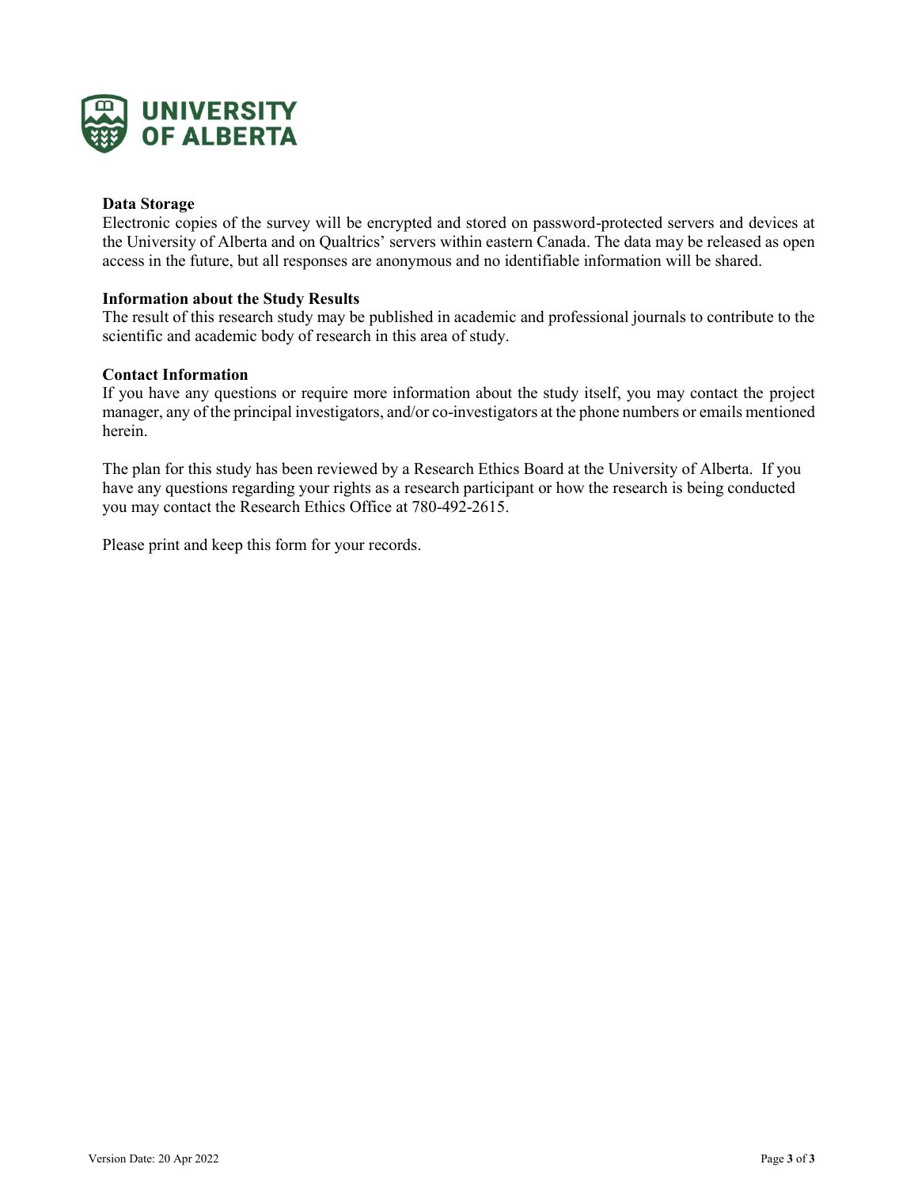UNIVERSITY OF ALBERTA

**Data Storage**
Electronic copies of the survey will be encrypted and stored on password-protected servers and devices at the University of Alberta and on Qualtrics' servers within eastern Canada. The data may be released as open access in the future, but all responses are anonymous and no identifiable information will be shared.

**Information about the Study Results**
The result of this research study may be published in academic and professional journals to contribute to the scientific and academic body of research in this area of study.

**Contact Information**
If you have any questions or require more information about the study itself, you may contact the project manager, any of the principal investigators, and/or co-investigators at the phone numbers or emails mentioned herein.

The plan for this study has been reviewed by a Research Ethics Board at the University of Alberta. If you have any questions regarding your rights as a research participant or how the research is being conducted you may contact the Research Ethics Office at 780-492-2615.

Please print and keep this form for your records.

Version Date: 20 Apr 2022